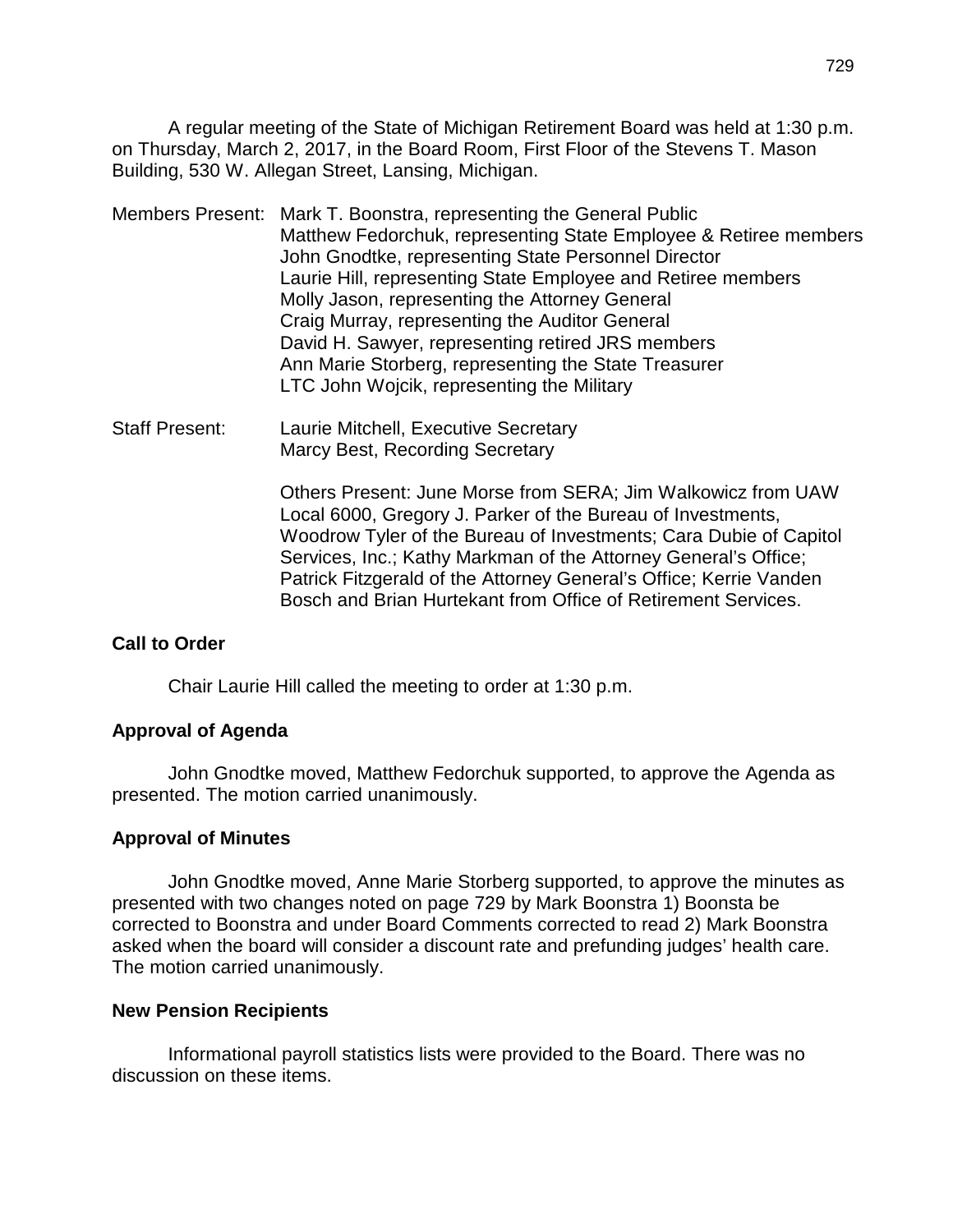A regular meeting of the State of Michigan Retirement Board was held at 1:30 p.m. on Thursday, March 2, 2017, in the Board Room, First Floor of the Stevens T. Mason Building, 530 W. Allegan Street, Lansing, Michigan.

Members Present: Mark T. Boonstra, representing the General Public
Matthew Fedorchuk, representing State Employee & Retiree members
John Gnodtke, representing State Personnel Director
Laurie Hill, representing State Employee and Retiree members
Molly Jason, representing the Attorney General
Craig Murray, representing the Auditor General
David H. Sawyer, representing retired JRS members
Ann Marie Storberg, representing the State Treasurer
LTC John Wojcik, representing the Military

Staff Present: Laurie Mitchell, Executive Secretary
Marcy Best, Recording Secretary

Others Present: June Morse from SERA; Jim Walkowicz from UAW Local 6000, Gregory J. Parker of the Bureau of Investments, Woodrow Tyler of the Bureau of Investments; Cara Dubie of Capitol Services, Inc.; Kathy Markman of the Attorney General's Office; Patrick Fitzgerald of the Attorney General's Office; Kerrie Vanden Bosch and Brian Hurtekant from Office of Retirement Services.

**Call to Order**

Chair Laurie Hill called the meeting to order at 1:30 p.m.

**Approval of Agenda**

John Gnodtke moved, Matthew Fedorchuk supported, to approve the Agenda as presented. The motion carried unanimously.

**Approval of Minutes**

John Gnodtke moved, Anne Marie Storberg supported, to approve the minutes as presented with two changes noted on page 729 by Mark Boonstra 1) Boonsta be corrected to Boonstra and under Board Comments corrected to read 2) Mark Boonstra asked when the board will consider a discount rate and prefunding judges' health care. The motion carried unanimously.

**New Pension Recipients**

Informational payroll statistics lists were provided to the Board. There was no discussion on these items.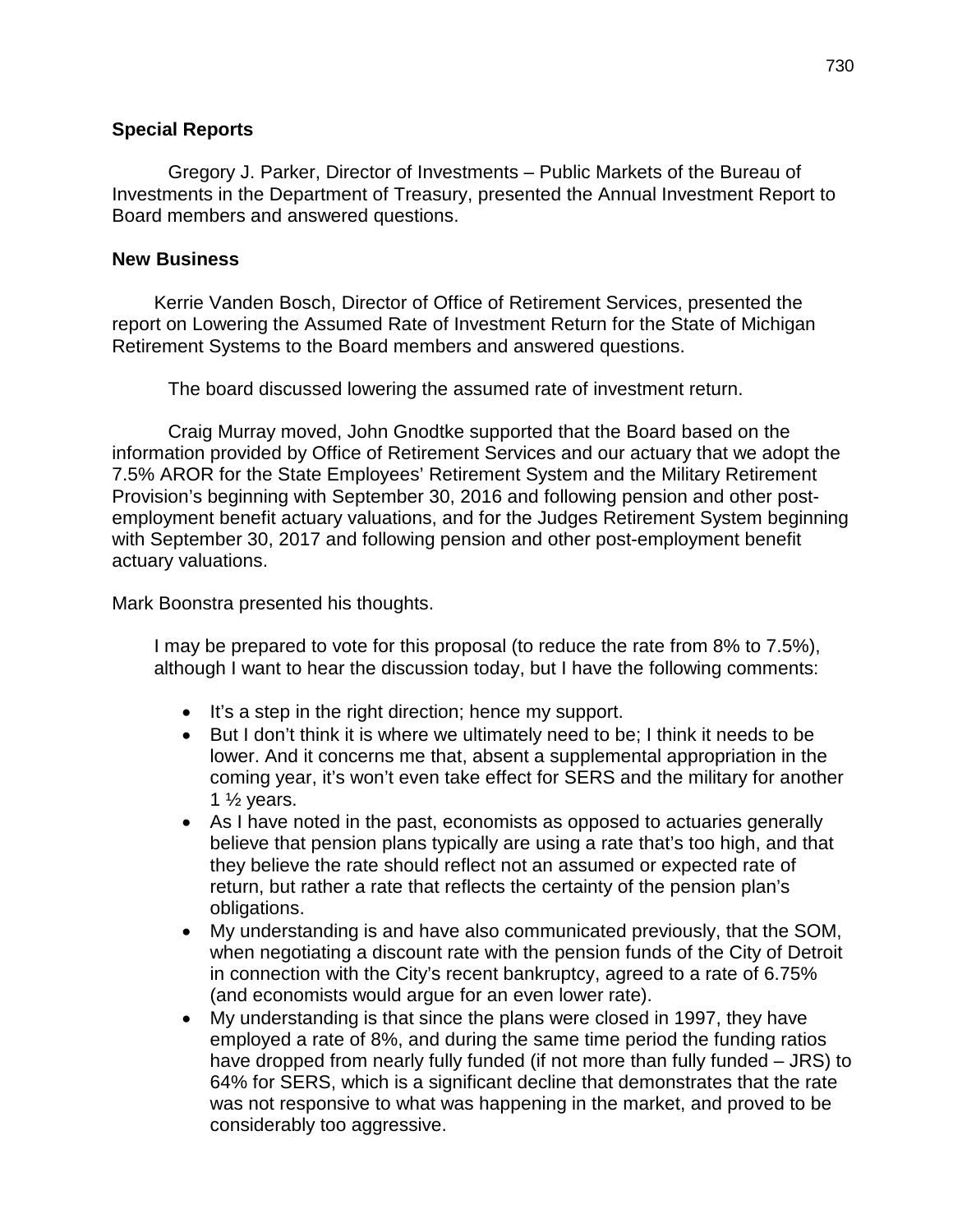**Special Reports**

Gregory J. Parker, Director of Investments – Public Markets of the Bureau of Investments in the Department of Treasury, presented the Annual Investment Report to Board members and answered questions.

**New Business**

Kerrie Vanden Bosch, Director of Office of Retirement Services, presented the report on Lowering the Assumed Rate of Investment Return for the State of Michigan Retirement Systems to the Board members and answered questions.

The board discussed lowering the assumed rate of investment return.

Craig Murray moved, John Gnodtke supported that the Board based on the information provided by Office of Retirement Services and our actuary that we adopt the 7.5% AROR for the State Employees' Retirement System and the Military Retirement Provision's beginning with September 30, 2016 and following pension and other post-employment benefit actuary valuations, and for the Judges Retirement System beginning with September 30, 2017 and following pension and other post-employment benefit actuary valuations.

Mark Boonstra presented his thoughts.

> I may be prepared to vote for this proposal (to reduce the rate from 8% to 7.5%), although I want to hear the discussion today, but I have the following comments:
>
> - It's a step in the right direction; hence my support.
> - But I don't think it is where we ultimately need to be; I think it needs to be lower. And it concerns me that, absent a supplemental appropriation in the coming year, it's won't even take effect for SERS and the military for another 1 ½ years.
> - As I have noted in the past, economists as opposed to actuaries generally believe that pension plans typically are using a rate that's too high, and that they believe the rate should reflect not an assumed or expected rate of return, but rather a rate that reflects the certainty of the pension plan's obligations.
> - My understanding is and have also communicated previously, that the SOM, when negotiating a discount rate with the pension funds of the City of Detroit in connection with the City's recent bankruptcy, agreed to a rate of 6.75% (and economists would argue for an even lower rate).
> - My understanding is that since the plans were closed in 1997, they have employed a rate of 8%, and during the same time period the funding ratios have dropped from nearly fully funded (if not more than fully funded – JRS) to 64% for SERS, which is a significant decline that demonstrates that the rate was not responsive to what was happening in the market, and proved to be considerably too aggressive.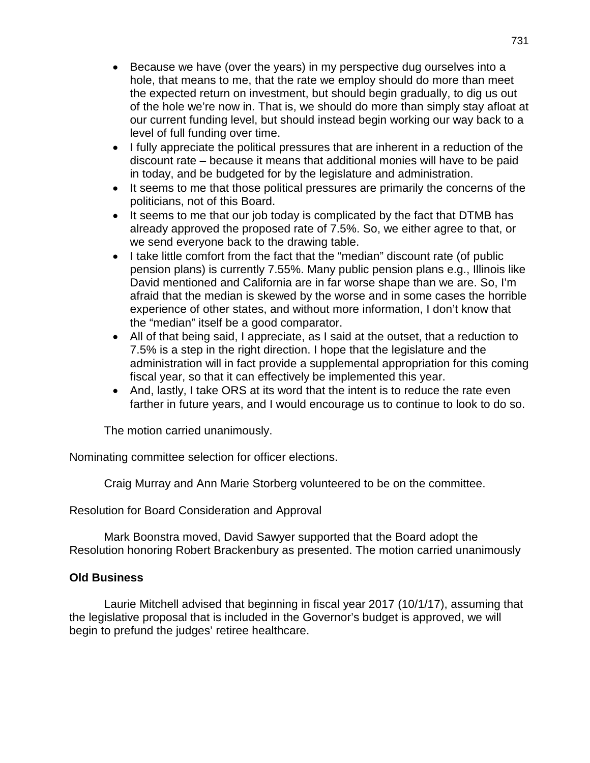- Because we have (over the years) in my perspective dug ourselves into a hole, that means to me, that the rate we employ should do more than meet the expected return on investment, but should begin gradually, to dig us out of the hole we're now in. That is, we should do more than simply stay afloat at our current funding level, but should instead begin working our way back to a level of full funding over time.
- I fully appreciate the political pressures that are inherent in a reduction of the discount rate – because it means that additional monies will have to be paid in today, and be budgeted for by the legislature and administration.
- It seems to me that those political pressures are primarily the concerns of the politicians, not of this Board.
- It seems to me that our job today is complicated by the fact that DTMB has already approved the proposed rate of 7.5%. So, we either agree to that, or we send everyone back to the drawing table.
- I take little comfort from the fact that the "median" discount rate (of public pension plans) is currently 7.55%. Many public pension plans e.g., Illinois like David mentioned and California are in far worse shape than we are. So, I'm afraid that the median is skewed by the worse and in some cases the horrible experience of other states, and without more information, I don't know that the "median" itself be a good comparator.
- All of that being said, I appreciate, as I said at the outset, that a reduction to 7.5% is a step in the right direction. I hope that the legislature and the administration will in fact provide a supplemental appropriation for this coming fiscal year, so that it can effectively be implemented this year.
- And, lastly, I take ORS at its word that the intent is to reduce the rate even farther in future years, and I would encourage us to continue to look to do so.

The motion carried unanimously.

Nominating committee selection for officer elections.

Craig Murray and Ann Marie Storberg volunteered to be on the committee.

Resolution for Board Consideration and Approval

Mark Boonstra moved, David Sawyer supported that the Board adopt the Resolution honoring Robert Brackenbury as presented. The motion carried unanimously

**Old Business**

Laurie Mitchell advised that beginning in fiscal year 2017 (10/1/17), assuming that the legislative proposal that is included in the Governor's budget is approved, we will begin to prefund the judges' retiree healthcare.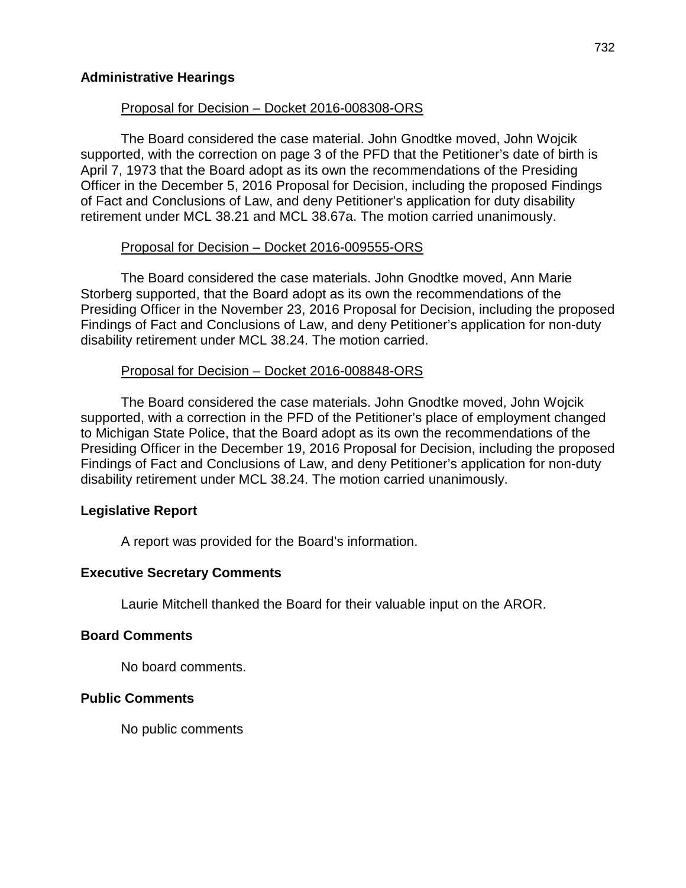## Administrative Hearings

### Proposal for Decision – Docket 2016-008308-ORS

The Board considered the case material. John Gnodtke moved, John Wojcik supported, with the correction on page 3 of the PFD that the Petitioner's date of birth is April 7, 1973 that the Board adopt as its own the recommendations of the Presiding Officer in the December 5, 2016 Proposal for Decision, including the proposed Findings of Fact and Conclusions of Law, and deny Petitioner's application for duty disability retirement under MCL 38.21 and MCL 38.67a. The motion carried unanimously.

### Proposal for Decision – Docket 2016-009555-ORS

The Board considered the case materials. John Gnodtke moved, Ann Marie Storberg supported, that the Board adopt as its own the recommendations of the Presiding Officer in the November 23, 2016 Proposal for Decision, including the proposed Findings of Fact and Conclusions of Law, and deny Petitioner's application for non-duty disability retirement under MCL 38.24. The motion carried.

### Proposal for Decision – Docket 2016-008848-ORS

The Board considered the case materials. John Gnodtke moved, John Wojcik supported, with a correction in the PFD of the Petitioner's place of employment changed to Michigan State Police, that the Board adopt as its own the recommendations of the Presiding Officer in the December 19, 2016 Proposal for Decision, including the proposed Findings of Fact and Conclusions of Law, and deny Petitioner's application for non-duty disability retirement under MCL 38.24. The motion carried unanimously.

## Legislative Report

A report was provided for the Board's information.

## Executive Secretary Comments

Laurie Mitchell thanked the Board for their valuable input on the AROR.

## Board Comments

No board comments.

## Public Comments

No public comments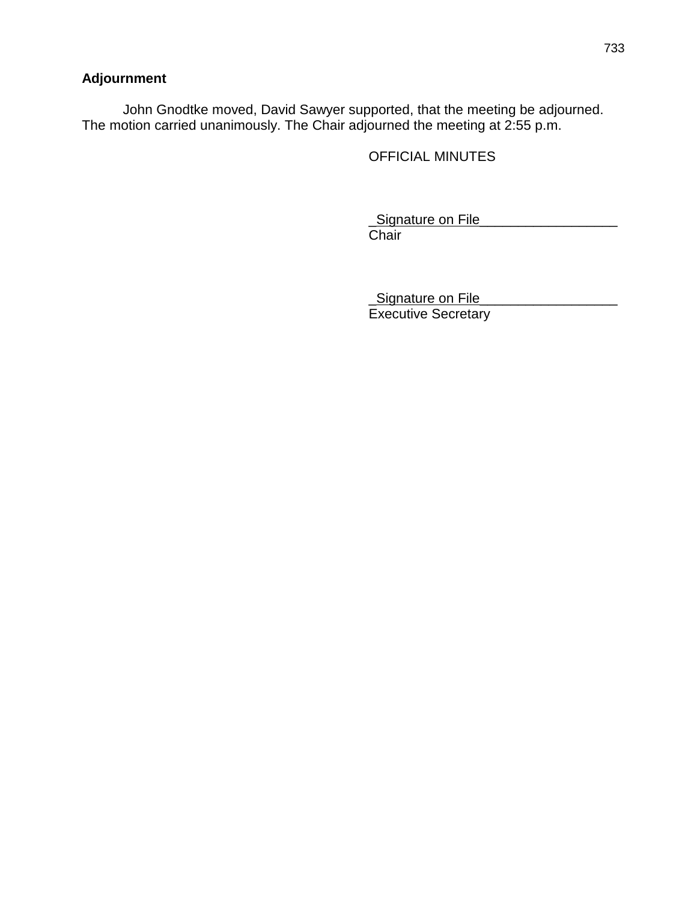**Adjournment**

John Gnodtke moved, David Sawyer supported, that the meeting be adjourned. The motion carried unanimously. The Chair adjourned the meeting at 2:55 p.m.

OFFICIAL MINUTES

_Signature on File__________________
Chair

_Signature on File__________________
Executive Secretary